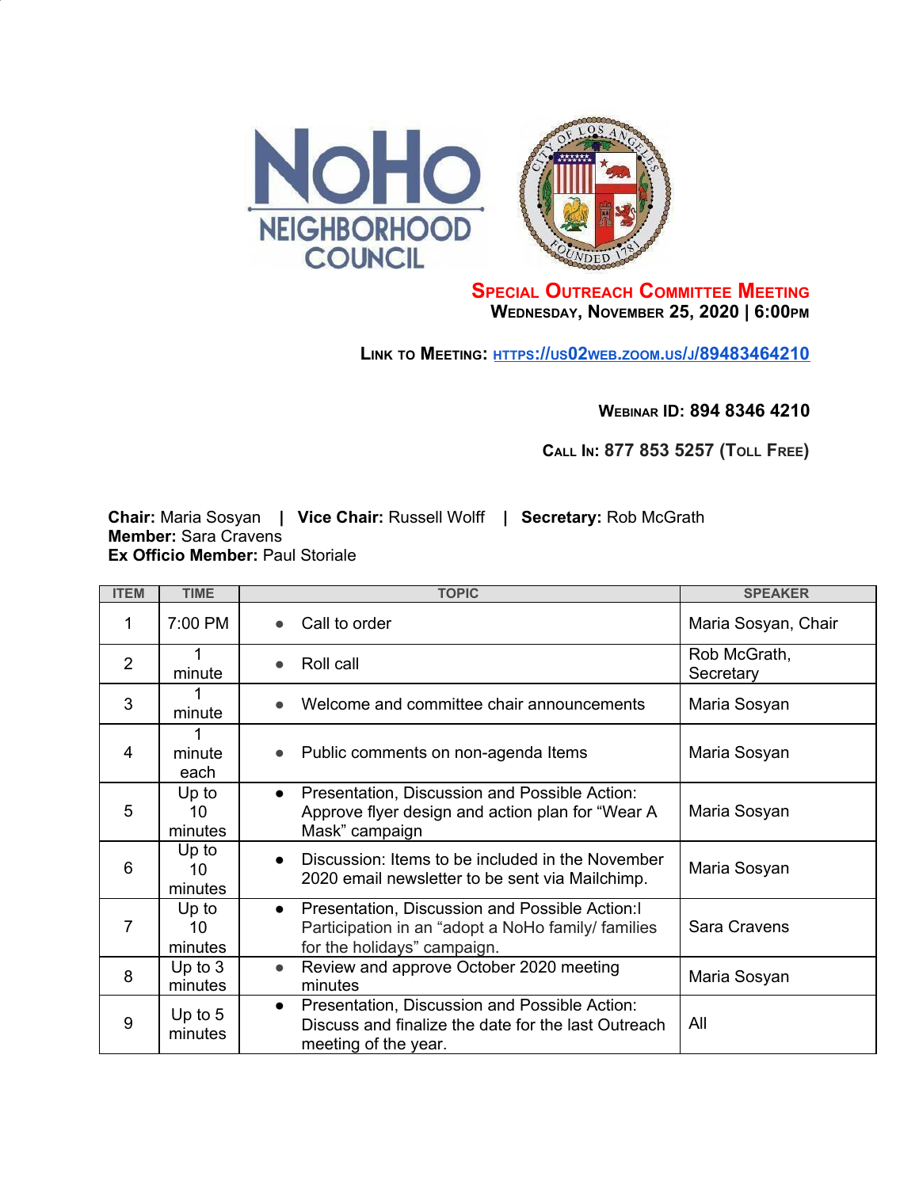# Special Outreach Committee Meeting

**Wednesday, November 25, 2020 | 6:00PM**

**Link to Meeting:** [https://us02web.zoom.us/j/89483464210](https://us02web.zoom.us/j/89483464210)

**Webinar ID: 894 8346 4210**

**Call In: 877 853 5257 (Toll Free)**

**Chair:** Maria Sosyan | **Vice Chair:** Russell Wolff | **Secretary:** Rob McGrath
**Member:** Sara Cravens
**Ex Officio Member:** Paul Storiale

| ITEM | TIME | TOPIC | SPEAKER |
|---|---|---|---|
| 1 | 7:00 PM | • Call to order | Maria Sosyan, Chair |
| 2 | 1 minute | • Roll call | Rob McGrath, Secretary |
| 3 | 1 minute | • Welcome and committee chair announcements | Maria Sosyan |
| 4 | 1 minute each | • Public comments on non-agenda Items | Maria Sosyan |
| 5 | Up to 10 minutes | • Presentation, Discussion and Possible Action: Approve flyer design and action plan for "Wear A Mask" campaign | Maria Sosyan |
| 6 | Up to 10 minutes | • Discussion: Items to be included in the November 2020 email newsletter to be sent via Mailchimp. | Maria Sosyan |
| 7 | Up to 10 minutes | • Presentation, Discussion and Possible Action:l Participation in an "adopt a NoHo family/ families for the holidays" campaign. | Sara Cravens |
| 8 | Up to 3 minutes | • Review and approve October 2020 meeting minutes | Maria Sosyan |
| 9 | Up to 5 minutes | • Presentation, Discussion and Possible Action: Discuss and finalize the date for the last Outreach meeting of the year. | All |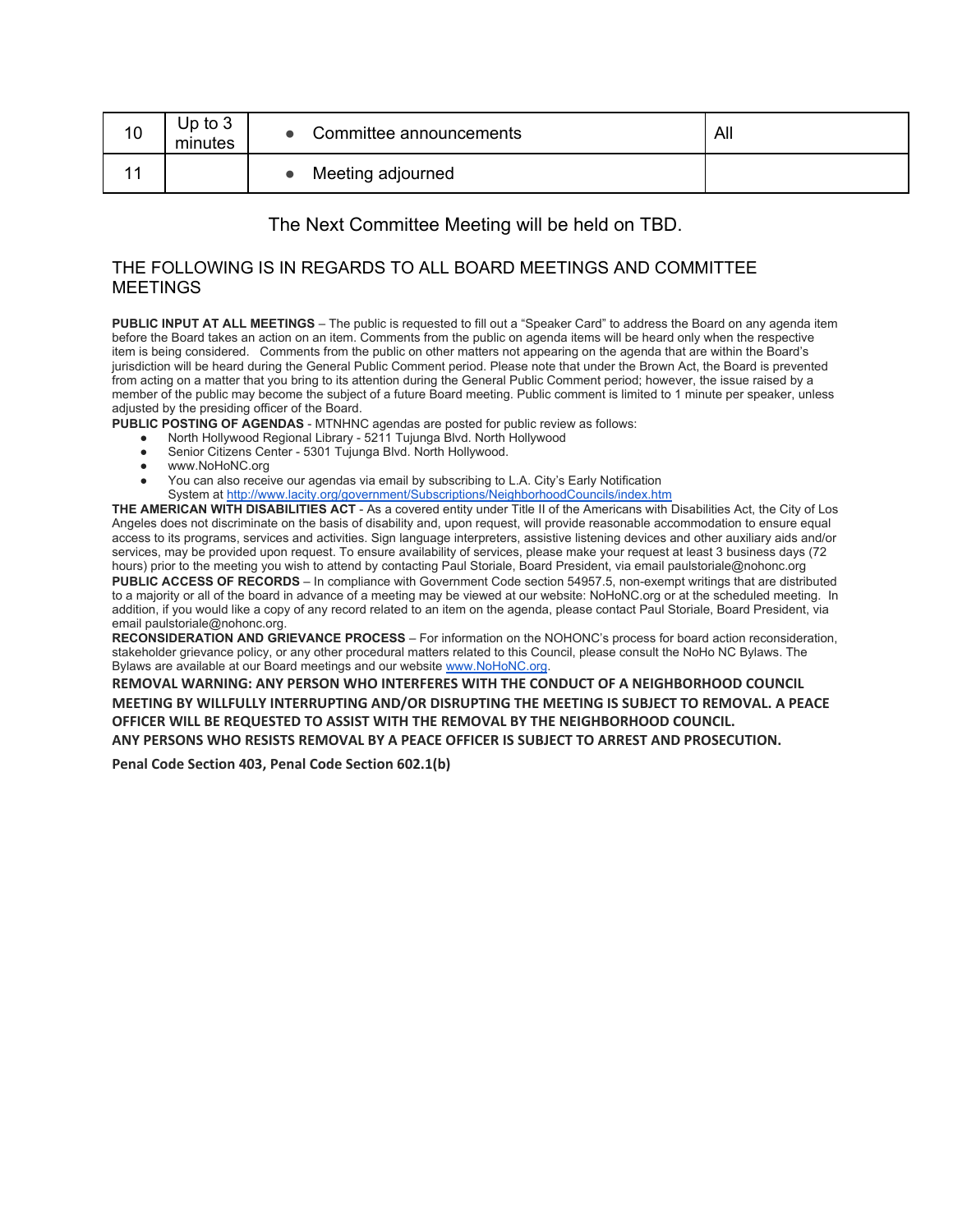| | | | |
|---|---|---|---|
| 10 | Up to 3 minutes | • Committee announcements | All |
| 11 | | • Meeting adjourned | |

The Next Committee Meeting will be held on TBD.

## THE FOLLOWING IS IN REGARDS TO ALL BOARD MEETINGS AND COMMITTEE MEETINGS

**PUBLIC INPUT AT ALL MEETINGS** – The public is requested to fill out a "Speaker Card" to address the Board on any agenda item before the Board takes an action on an item. Comments from the public on agenda items will be heard only when the respective item is being considered. Comments from the public on other matters not appearing on the agenda that are within the Board's jurisdiction will be heard during the General Public Comment period. Please note that under the Brown Act, the Board is prevented from acting on a matter that you bring to its attention during the General Public Comment period; however, the issue raised by a member of the public may become the subject of a future Board meeting. Public comment is limited to 1 minute per speaker, unless adjusted by the presiding officer of the Board.

**PUBLIC POSTING OF AGENDAS** - MTNHNC agendas are posted for public review as follows:

- North Hollywood Regional Library - 5211 Tujunga Blvd. North Hollywood
- Senior Citizens Center - 5301 Tujunga Blvd. North Hollywood.
- www.NoHoNC.org
- You can also receive our agendas via email by subscribing to L.A. City's Early Notification System at [http://www.lacity.org/government/Subscriptions/NeighborhoodCouncils/index.htm](http://www.lacity.org/government/Subscriptions/NeighborhoodCouncils/index.htm)

**THE AMERICAN WITH DISABILITIES ACT** - As a covered entity under Title II of the Americans with Disabilities Act, the City of Los Angeles does not discriminate on the basis of disability and, upon request, will provide reasonable accommodation to ensure equal access to its programs, services and activities. Sign language interpreters, assistive listening devices and other auxiliary aids and/or services, may be provided upon request. To ensure availability of services, please make your request at least 3 business days (72 hours) prior to the meeting you wish to attend by contacting Paul Storiale, Board President, via email paulstoriale@nohonc.org

**PUBLIC ACCESS OF RECORDS** – In compliance with Government Code section 54957.5, non-exempt writings that are distributed to a majority or all of the board in advance of a meeting may be viewed at our website: NoHoNC.org or at the scheduled meeting. In addition, if you would like a copy of any record related to an item on the agenda, please contact Paul Storiale, Board President, via email paulstoriale@nohonc.org.

**RECONSIDERATION AND GRIEVANCE PROCESS** – For information on the NOHONC's process for board action reconsideration, stakeholder grievance policy, or any other procedural matters related to this Council, please consult the NoHo NC Bylaws. The Bylaws are available at our Board meetings and our website [www.NoHoNC.org](http://www.NoHoNC.org).

**REMOVAL WARNING: ANY PERSON WHO INTERFERES WITH THE CONDUCT OF A NEIGHBORHOOD COUNCIL MEETING BY WILLFULLY INTERRUPTING AND/OR DISRUPTING THE MEETING IS SUBJECT TO REMOVAL. A PEACE OFFICER WILL BE REQUESTED TO ASSIST WITH THE REMOVAL BY THE NEIGHBORHOOD COUNCIL.**

**ANY PERSONS WHO RESISTS REMOVAL BY A PEACE OFFICER IS SUBJECT TO ARREST AND PROSECUTION.**

**Penal Code Section 403, Penal Code Section 602.1(b)**